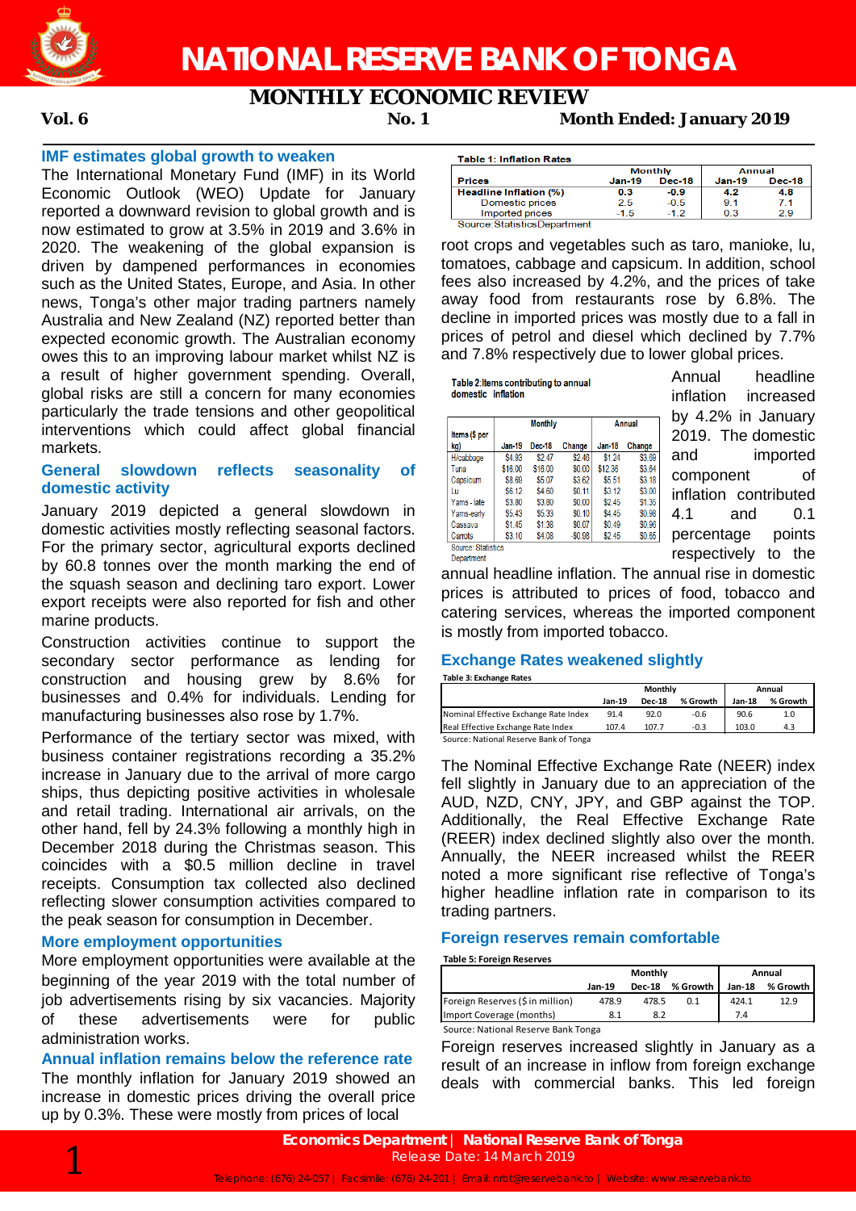# NATIONAL RESERVE BANK OF TONGA

## MONTHLY ECONOMIC REVIEW

**Vol. 6** **No. 1** **Month Ended: January 2019**

### IMF estimates global growth to weaken

The International Monetary Fund (IMF) in its World Economic Outlook (WEO) Update for January reported a downward revision to global growth and is now estimated to grow at 3.5% in 2019 and 3.6% in 2020. The weakening of the global expansion is driven by dampened performances in economies such as the United States, Europe, and Asia. In other news, Tonga's other major trading partners namely Australia and New Zealand (NZ) reported better than expected economic growth. The Australian economy owes this to an improving labour market whilst NZ is a result of higher government spending. Overall, global risks are still a concern for many economies particularly the trade tensions and other geopolitical interventions which could affect global financial markets.

### General slowdown reflects seasonality of domestic activity

January 2019 depicted a general slowdown in domestic activities mostly reflecting seasonal factors. For the primary sector, agricultural exports declined by 60.8 tonnes over the month marking the end of the squash season and declining taro export. Lower export receipts were also reported for fish and other marine products.

Construction activities continue to support the secondary sector performance as lending for construction and housing grew by 8.6% for businesses and 0.4% for individuals. Lending for manufacturing businesses also rose by 1.7%.

Performance of the tertiary sector was mixed, with business container registrations recording a 35.2% increase in January due to the arrival of more cargo ships, thus depicting positive activities in wholesale and retail trading. International air arrivals, on the other hand, fell by 24.3% following a monthly high in December 2018 during the Christmas season. This coincides with a $0.5 million decline in travel receipts. Consumption tax collected also declined reflecting slower consumption activities compared to the peak season for consumption in December.

### More employment opportunities

More employment opportunities were available at the beginning of the year 2019 with the total number of job advertisements rising by six vacancies. Majority of these advertisements were for public administration works.

### Annual inflation remains below the reference rate

The monthly inflation for January 2019 showed an increase in domestic prices driving the overall price up by 0.3%. These were mostly from prices of local root crops and vegetables such as taro, manioke, lu, tomatoes, cabbage and capsicum. In addition, school fees also increased by 4.2%, and the prices of take away food from restaurants rose by 6.8%. The decline in imported prices was mostly due to a fall in prices of petrol and diesel which declined by 7.7% and 7.8% respectively due to lower global prices.

**Table 1: Inflation Rates**

| Prices | Monthly | | Annual | |
|---|---|---|---|---|
| | Jan-19 | Dec-18 | Jan-19 | Dec-18 |
| **Headline Inflation (%)** | **0.3** | **-0.9** | **4.2** | **4.8** |
| Domestic prices | 2.5 | -0.5 | 9.1 | 7.1 |
| Imported prices | -1.5 | -1.2 | 0.3 | 2.9 |

Source: Statistics Department

**Table 2: Items contributing to annual domestic inflation**

| Items ($ per kg) | Monthly | | | Annual | |
|---|---|---|---|---|---|
| | Jan-19 | Dec-18 | Change | Jan-18 | Change |
| H/cabbage | $4.93 | $2.47 | $2.46 | $1.24 | $3.69 |
| Tuna | $16.00 | $16.00 | $0.00 | $12.36 | $3.64 |
| Capsicum | $8.69 | $5.07 | $3.62 | $5.51 | $3.18 |
| Lu | $6.12 | $4.60 | $0.11 | $3.12 | $3.00 |
| Yams - late | $3.80 | $3.80 | $0.00 | $2.45 | $1.35 |
| Yams-early | $5.43 | $5.33 | $0.10 | $4.45 | $0.98 |
| Cassava | $1.45 | $1.38 | $0.07 | $0.49 | $0.96 |
| Carrots | $3.10 | $4.08 | -$0.98 | $2.45 | $0.65 |

Source: Statistics Department

Annual headline inflation increased by 4.2% in January 2019. The domestic and imported component of inflation contributed 4.1 and 0.1 percentage points respectively to the annual headline inflation. The annual rise in domestic prices is attributed to prices of food, tobacco and catering services, whereas the imported component is mostly from imported tobacco.

### Exchange Rates weakened slightly

**Table 3: Exchange Rates**

| | Monthly | | | Annual | |
|---|---|---|---|---|---|
| | Jan-19 | Dec-18 | % Growth | Jan-18 | % Growth |
| Nominal Effective Exchange Rate Index | 91.4 | 92.0 | -0.6 | 90.6 | 1.0 |
| Real Effective Exchange Rate Index | 107.4 | 107.7 | -0.3 | 103.0 | 4.3 |

Source: National Reserve Bank of Tonga

The Nominal Effective Exchange Rate (NEER) index fell slightly in January due to an appreciation of the AUD, NZD, CNY, JPY, and GBP against the TOP. Additionally, the Real Effective Exchange Rate (REER) index declined slightly also over the month. Annually, the NEER increased whilst the REER noted a more significant rise reflective of Tonga's higher headline inflation rate in comparison to its trading partners.

### Foreign reserves remain comfortable

**Table 5: Foreign Reserves**

| | Monthly | | | Annual | |
|---|---|---|---|---|---|
| | Jan-19 | Dec-18 | % Growth | Jan-18 | % Growth |
| Foreign Reserves ($ in million) | 478.9 | 478.5 | 0.1 | 424.1 | 12.9 |
| Import Coverage (months) | 8.1 | 8.2 | | 7.4 | |

Source: National Reserve Bank Tonga

Foreign reserves increased slightly in January as a result of an increase in inflow from foreign exchange deals with commercial banks. This led foreign

**Economics Department | National Reserve Bank of Tonga**
Release Date: 14 March 2019
Telephone: (676) 24-057 | Facsimile: (676) 24-201 | Email: nrbt@reservebank.to | Website: www.reservebank.to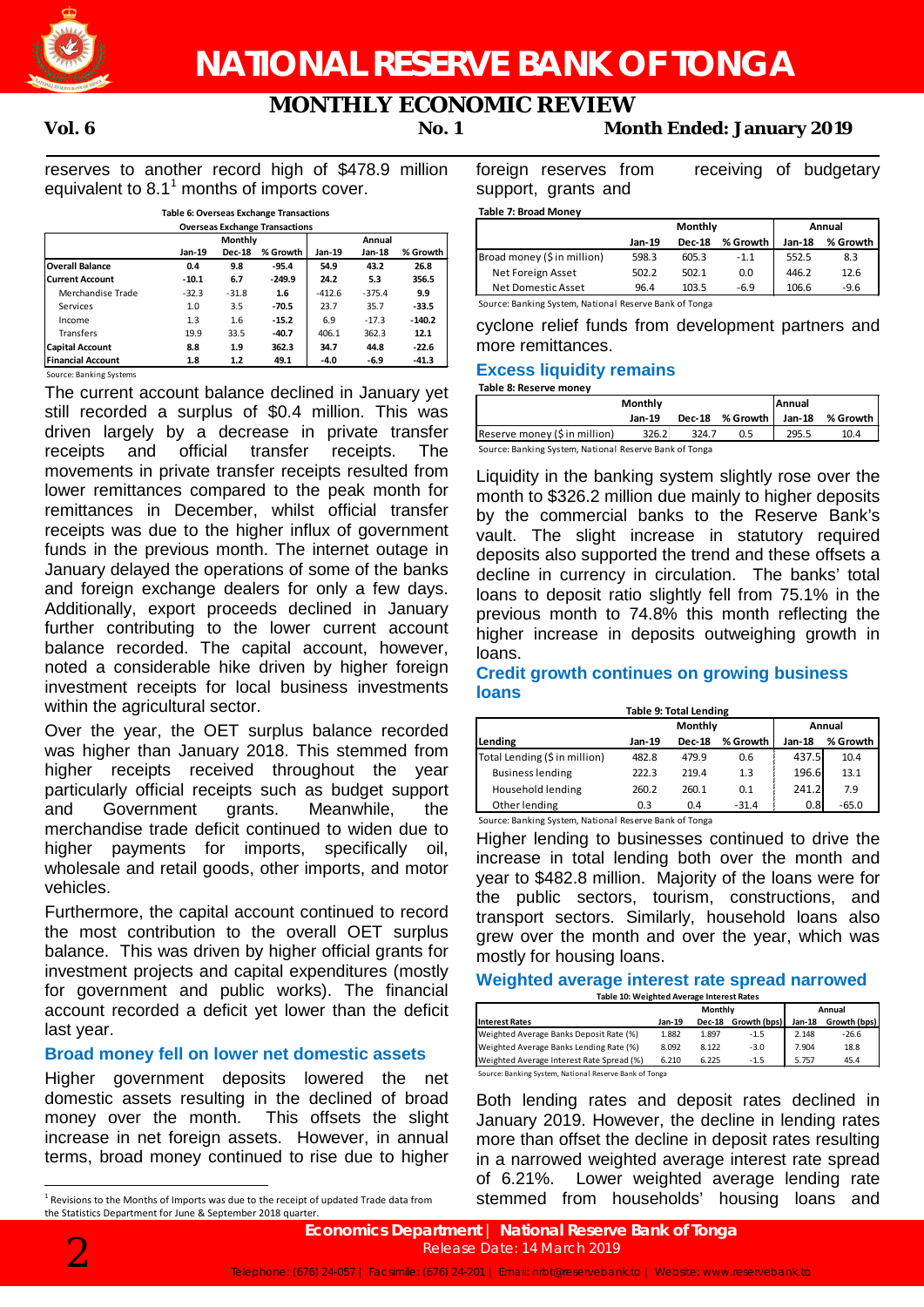reserves to another record high of $478.9 million equivalent to 8.1[1] months of imports cover.

**Table 6: Overseas Exchange Transactions**

| Overseas Exchange Transactions | Monthly | | | Annual | | |
|---|---|---|---|---|---|---|
| | Jan-19 | Dec-18 | % Growth | Jan-19 | Jan-18 | % Growth |
| **Overall Balance** | **0.4** | **9.8** | **-95.4** | **54.9** | **43.2** | **26.8** |
| **Current Account** | **-10.1** | **6.7** | **-249.9** | **24.2** | **5.3** | **356.5** |
| Merchandise Trade | -32.3 | -31.8 | 1.6 | -412.6 | -375.4 | 9.9 |
| Services | 1.0 | 3.5 | -70.5 | 23.7 | 35.7 | -33.5 |
| Income | 1.3 | 1.6 | -15.2 | 6.9 | -17.3 | -140.2 |
| Transfers | 19.9 | 33.5 | -40.7 | 406.1 | 362.3 | 12.1 |
| **Capital Account** | **8.8** | **1.9** | **362.3** | **34.7** | **44.8** | **-22.6** |
| **Financial Account** | **1.8** | **1.2** | **49.1** | **-4.0** | **-6.9** | **-41.3** |

Source: Banking Systems

The current account balance declined in January yet still recorded a surplus of $0.4 million. This was driven largely by a decrease in private transfer receipts and official transfer receipts. The movements in private transfer receipts resulted from lower remittances compared to the peak month for remittances in December, whilst official transfer receipts was due to the higher influx of government funds in the previous month. The internet outage in January delayed the operations of some of the banks and foreign exchange dealers for only a few days. Additionally, export proceeds declined in January further contributing to the lower current account balance recorded. The capital account, however, noted a considerable hike driven by higher foreign investment receipts for local business investments within the agricultural sector.

Over the year, the OET surplus balance recorded was higher than January 2018. This stemmed from higher receipts received throughout the year particularly official receipts such as budget support and Government grants. Meanwhile, the merchandise trade deficit continued to widen due to higher payments for imports, specifically oil, wholesale and retail goods, other imports, and motor vehicles.

Furthermore, the capital account continued to record the most contribution to the overall OET surplus balance. This was driven by higher official grants for investment projects and capital expenditures (mostly for government and public works). The financial account recorded a deficit yet lower than the deficit last year.

## Broad money fell on lower net domestic assets

Higher government deposits lowered the net domestic assets resulting in the declined of broad money over the month. This offsets the slight increase in net foreign assets. However, in annual terms, broad money continued to rise due to higher foreign reserves from receiving of budgetary support, grants and cyclone relief funds from development partners and more remittances.

**Table 7: Broad Money**

| | Monthly | | | Annual | |
|---|---|---|---|---|---|
| | Jan-19 | Dec-18 | % Growth | Jan-18 | % Growth |
| Broad money ($ in million) | 598.3 | 605.3 | -1.1 | 552.5 | 8.3 |
| Net Foreign Asset | 502.2 | 502.1 | 0.0 | 446.2 | 12.6 |
| Net Domestic Asset | 96.4 | 103.5 | -6.9 | 106.6 | -9.6 |

Source: Banking System, National Reserve Bank of Tonga

## Excess liquidity remains

**Table 8: Reserve money**

| | Monthly | | | Annual | |
|---|---|---|---|---|---|
| | Jan-19 | Dec-18 | % Growth | Jan-18 | % Growth |
| Reserve money ($ in million) | 326.2 | 324.7 | 0.5 | 295.5 | 10.4 |

Source: Banking System, National Reserve Bank of Tonga

Liquidity in the banking system slightly rose over the month to $326.2 million due mainly to higher deposits by the commercial banks to the Reserve Bank's vault. The slight increase in statutory required deposits also supported the trend and these offsets a decline in currency in circulation. The banks' total loans to deposit ratio slightly fell from 75.1% in the previous month to 74.8% this month reflecting the higher increase in deposits outweighing growth in loans.

## Credit growth continues on growing business loans

**Table 9: Total Lending**

| | Monthly | | | Annual | |
|---|---|---|---|---|---|
| Lending | Jan-19 | Dec-18 | % Growth | Jan-18 | % Growth |
| Total Lending ($ in million) | 482.8 | 479.9 | 0.6 | 437.5 | 10.4 |
| Business lending | 222.3 | 219.4 | 1.3 | 196.6 | 13.1 |
| Household lending | 260.2 | 260.1 | 0.1 | 241.2 | 7.9 |
| Other lending | 0.3 | 0.4 | -31.4 | 0.8 | -65.0 |

Source: Banking System, National Reserve Bank of Tonga

Higher lending to businesses continued to drive the increase in total lending both over the month and year to $482.8 million. Majority of the loans were for the public sectors, tourism, constructions, and transport sectors. Similarly, household loans also grew over the month and over the year, which was mostly for housing loans.

## Weighted average interest rate spread narrowed

**Table 10: Weighted Average Interest Rates**

| | Monthly | | | Annual | |
|---|---|---|---|---|---|
| Interest Rates | Jan-19 | Dec-18 | Growth (bps) | Jan-18 | Growth (bps) |
| Weighted Average Banks Deposit Rate (%) | 1.882 | 1.897 | -1.5 | 2.148 | -26.6 |
| Weighted Average Banks Lending Rate (%) | 8.092 | 8.122 | -3.0 | 7.904 | 18.8 |
| Weighted Average Interest Rate Spread (%) | 6.210 | 6.225 | -1.5 | 5.757 | 45.4 |

Source: Banking System, National Reserve Bank of Tonga

Both lending rates and deposit rates declined in January 2019. However, the decline in lending rates more than offset the decline in deposit rates resulting in a narrowed weighted average interest rate spread of 6.21%. Lower weighted average lending rate stemmed from households' housing loans and

[1] Revisions to the Months of Imports was due to the receipt of updated Trade data from the Statistics Department for June & September 2018 quarter.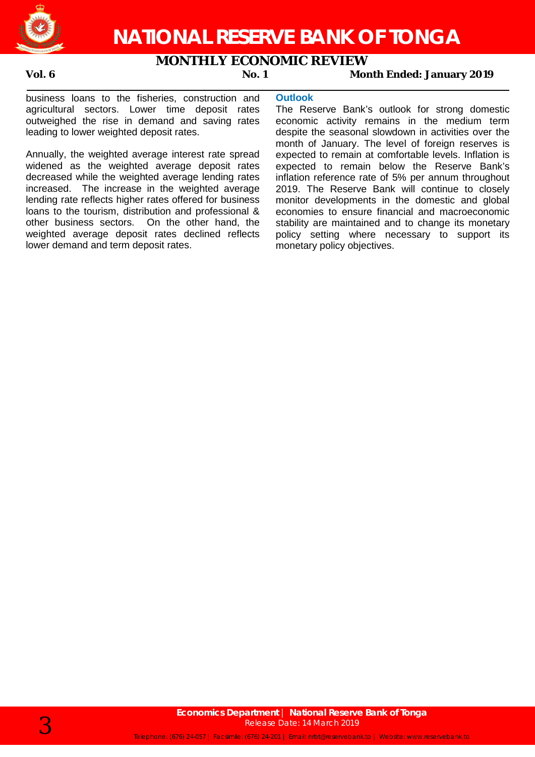business loans to the fisheries, construction and agricultural sectors. Lower time deposit rates outweighed the rise in demand and saving rates leading to lower weighted deposit rates.

Annually, the weighted average interest rate spread widened as the weighted average deposit rates decreased while the weighted average lending rates increased. The increase in the weighted average lending rate reflects higher rates offered for business loans to the tourism, distribution and professional & other business sectors. On the other hand, the weighted average deposit rates declined reflects lower demand and term deposit rates.

### Outlook

The Reserve Bank's outlook for strong domestic economic activity remains in the medium term despite the seasonal slowdown in activities over the month of January. The level of foreign reserves is expected to remain at comfortable levels. Inflation is expected to remain below the Reserve Bank's inflation reference rate of 5% per annum throughout 2019. The Reserve Bank will continue to closely monitor developments in the domestic and global economies to ensure financial and macroeconomic stability are maintained and to change its monetary policy setting where necessary to support its monetary policy objectives.

**Economics Department** | **National Reserve Bank of Tonga**
Release Date: 14 March 2019

Telephone: (676) 24-057 | Facsimile: (676) 24-201 | Email: nrbt@reservebank.to | Website: www.reservebank.to